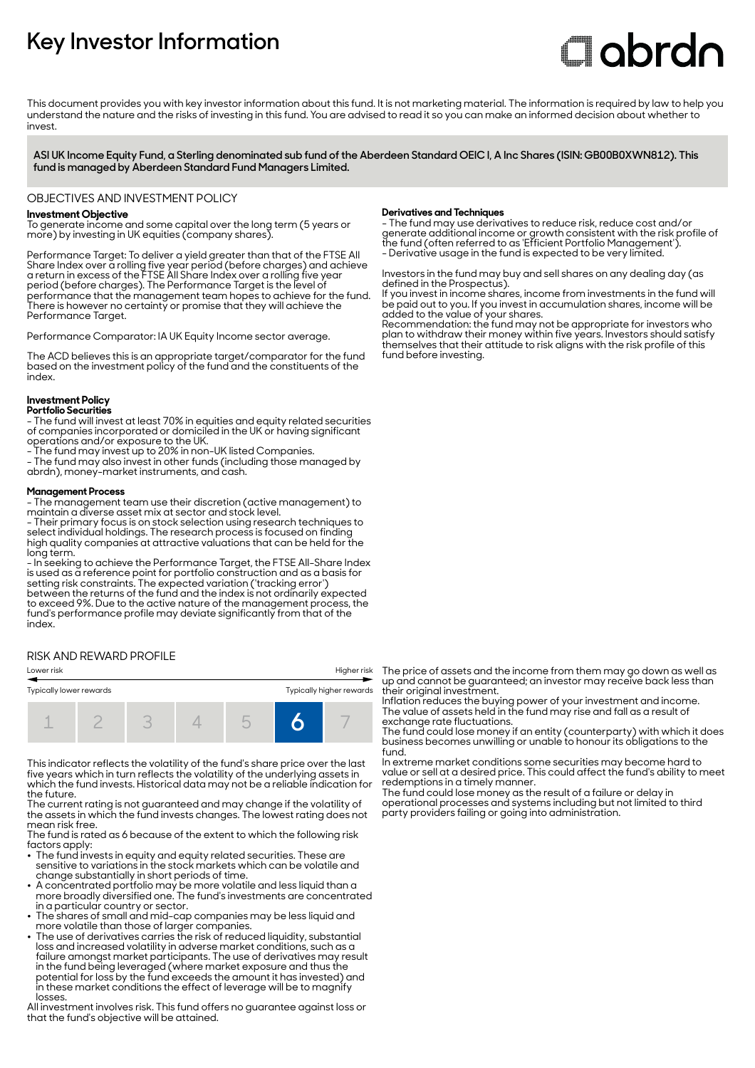# Key Investor Information

abrdn

This document provides you with key investor information about this fund. It is not marketing material. The information is required by law to help you understand the nature and the risks of investing in this fund. You are advised to read it so you can make an informed decision about whether to invest.

**ASI UK Income Equity Fund, a Sterling denominated sub fund of the Aberdeen Standard OEIC I, A Inc Shares (ISIN: GB00B0XWN812). This fund is managed by Aberdeen Standard Fund Managers Limited.**

## OBJECTIVES AND INVESTMENT POLICY

**Investment Objective**

To generate income and some capital over the long term (5 years or more) by investing in UK equities (company shares).

Performance Target: To deliver a yield greater than that of the FTSE All Share Index over a rolling five year period (before charges) and achieve a return in excess of the FTSE All Share Index over a rolling five year period (before charges). The Performance Target is the level of performance that the management team hopes to achieve for the fund. There is however no certainty or promise that they will achieve the Performance Target.

Performance Comparator: IA UK Equity Income sector average.

The ACD believes this is an appropriate target/comparator for the fund based on the investment policy of the fund and the constituents of the index.

**Investment Policy**

**Portfolio Securities**

- The fund will invest at least 70% in equities and equity related securities of companies incorporated or domiciled in the UK or having significant operations and/or exposure to the UK.
- The fund may invest up to 20% in non-UK listed Companies.
- The fund may also invest in other funds (including those managed by abrdn), money-market instruments, and cash.

**Management Process**

- The management team use their discretion (active management) to maintain a diverse asset mix at sector and stock level.
- Their primary focus is on stock selection using research techniques to select individual holdings. The research process is focused on finding high quality companies at attractive valuations that can be held for the long term.
- In seeking to achieve the Performance Target, the FTSE All-Share Index is used as a reference point for portfolio construction and as a basis for setting risk constraints. The expected variation ('tracking error') between the returns of the fund and the index is not ordinarily expected to exceed 9%. Due to the active nature of the management process, the fund's performance profile may deviate significantly from that of the index.

**Derivatives and Techniques**

- The fund may use derivatives to reduce risk, reduce cost and/or generate additional income or growth consistent with the risk profile of the fund (often referred to as 'Efficient Portfolio Management').
- Derivative usage in the fund is expected to be very limited.

Investors in the fund may buy and sell shares on any dealing day (as defined in the Prospectus).
If you invest in income shares, income from investments in the fund will be paid out to you. If you invest in accumulation shares, income will be added to the value of your shares.
Recommendation: the fund may not be appropriate for investors who plan to withdraw their money within five years. Investors should satisfy themselves that their attitude to risk aligns with the risk profile of this fund before investing.

## RISK AND REWARD PROFILE

| Lower risk | | | | | | Higher risk |
|---|---|---|---|---|---|---|
| Typically lower rewards | | | | | | Typically higher rewards |
| 1 | 2 | 3 | 4 | 5 | **6** | 7 |

This indicator reflects the volatility of the fund's share price over the last five years which in turn reflects the volatility of the underlying assets in which the fund invests. Historical data may not be a reliable indication for the future.
The current rating is not guaranteed and may change if the volatility of the assets in which the fund invests changes. The lowest rating does not mean risk free.
The fund is rated as 6 because of the extent to which the following risk factors apply:

- The fund invests in equity and equity related securities. These are sensitive to variations in the stock markets which can be volatile and change substantially in short periods of time.
- A concentrated portfolio may be more volatile and less liquid than a more broadly diversified one. The fund's investments are concentrated in a particular country or sector.
- The shares of small and mid-cap companies may be less liquid and more volatile than those of larger companies.
- The use of derivatives carries the risk of reduced liquidity, substantial loss and increased volatility in adverse market conditions, such as a failure amongst market participants. The use of derivatives may result in the fund being leveraged (where market exposure and thus the potential for loss by the fund exceeds the amount it has invested) and in these market conditions the effect of leverage will be to magnify losses.

All investment involves risk. This fund offers no guarantee against loss or that the fund's objective will be attained.

The price of assets and the income from them may go down as well as up and cannot be guaranteed; an investor may receive back less than their original investment.
Inflation reduces the buying power of your investment and income.
The value of assets held in the fund may rise and fall as a result of exchange rate fluctuations.
The fund could lose money if an entity (counterparty) with which it does business becomes unwilling or unable to honour its obligations to the fund.
In extreme market conditions some securities may become hard to value or sell at a desired price. This could affect the fund's ability to meet redemptions in a timely manner.
The fund could lose money as the result of a failure or delay in operational processes and systems including but not limited to third party providers failing or going into administration.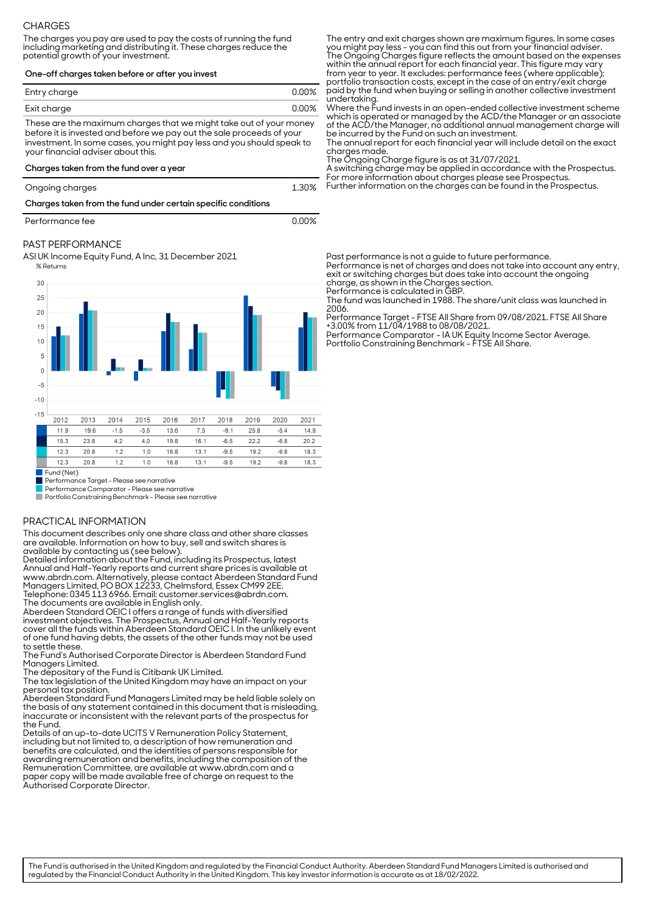## CHARGES

The charges you pay are used to pay the costs of running the fund including marketing and distributing it. These charges reduce the potential growth of your investment.

| One-off charges taken before or after you invest | |
|---|---|
| Entry charge | 0.00% |
| Exit charge | 0.00% |

These are the maximum charges that we might take out of your money before it is invested and before we pay out the sale proceeds of your investment. In some cases, you might pay less and you should speak to your financial adviser about this.

| Charges taken from the fund over a year | |
|---|---|
| Ongoing charges | 1.30% |

| Charges taken from the fund under certain specific conditions | |
|---|---|
| Performance fee | 0.00% |

The entry and exit charges shown are maximum figures. In some cases you might pay less - you can find this out from your financial adviser.
The Ongoing Charges figure reflects the amount based on the expenses within the annual report for each financial year. This figure may vary from year to year. It excludes: performance fees (where applicable); portfolio transaction costs, except in the case of an entry/exit charge paid by the fund when buying or selling in another collective investment undertaking.
Where the Fund invests in an open-ended collective investment scheme which is operated or managed by the ACD/the Manager or an associate of the ACD/the Manager, no additional annual management charge will be incurred by the Fund on such an investment.
The annual report for each financial year will include detail on the exact charges made.
The Ongoing Charge figure is as at 31/07/2021.
A switching charge may be applied in accordance with the Prospectus.
For more information about charges please see Prospectus.
Further information on the charges can be found in the Prospectus.

## PAST PERFORMANCE

ASI UK Income Equity Fund, A Inc, 31 December 2021

% Returns

30
25
20
15
10
5
0
-5
-10
-15

| | 2012 | 2013 | 2014 | 2015 | 2016 | 2017 | 2018 | 2019 | 2020 | 2021 |
|---|---|---|---|---|---|---|---|---|---|---|
| Fund (Net) | 11.9 | 19.6 | -1.5 | -3.5 | 13.6 | 7.5 | -9.1 | 25.8 | -5.4 | 14.9 |
| Performance Target | 15.3 | 23.8 | 4.2 | 4.0 | 19.8 | 16.1 | -6.5 | 22.2 | -6.8 | 20.2 |
| Performance Comparator | 12.3 | 20.8 | 1.2 | 1.0 | 16.8 | 13.1 | -9.5 | 19.2 | -9.8 | 18.3 |
| Portfolio Constraining Benchmark | 12.3 | 20.8 | 1.2 | 1.0 | 16.8 | 13.1 | -9.5 | 19.2 | -9.8 | 18.3 |

Fund (Net)
Performance Target - Please see narrative
Performance Comparator - Please see narrative
Portfolio Constraining Benchmark - Please see narrative

Past performance is not a guide to future performance.
Performance is net of charges and does not take into account any entry, exit or switching charges but does take into account the ongoing charge, as shown in the Charges section.
Performance is calculated in GBP.
The fund was launched in 1988. The share/unit class was launched in 2006.
Performance Target - FTSE All Share from 09/08/2021. FTSE All Share +3.00% from 11/04/1988 to 08/08/2021.
Performance Comparator - IA UK Equity Income Sector Average.
Portfolio Constraining Benchmark - FTSE All Share.

## PRACTICAL INFORMATION

This document describes only one share class and other share classes are available. Information on how to buy, sell and switch shares is available by contacting us (see below).
Detailed information about the Fund, including its Prospectus, latest Annual and Half-Yearly reports and current share prices is available at www.abrdn.com. Alternatively, please contact Aberdeen Standard Fund Managers Limited, PO BOX 12233, Chelmsford, Essex CM99 2EE. Telephone: 0345 113 6966. Email: customer.services@abrdn.com.
The documents are available in English only.
Aberdeen Standard OEIC I offers a range of funds with diversified investment objectives. The Prospectus, Annual and Half-Yearly reports cover all the funds within Aberdeen Standard OEIC I. In the unlikely event of one fund having debts, the assets of the other funds may not be used to settle these.
The Fund's Authorised Corporate Director is Aberdeen Standard Fund Managers Limited.
The depositary of the Fund is Citibank UK Limited.
The tax legislation of the United Kingdom may have an impact on your personal tax position.
Aberdeen Standard Fund Managers Limited may be held liable solely on the basis of any statement contained in this document that is misleading, inaccurate or inconsistent with the relevant parts of the prospectus for the Fund.
Details of an up-to-date UCITS V Remuneration Policy Statement, including but not limited to, a description of how remuneration and benefits are calculated, and the identities of persons responsible for awarding remuneration and benefits, including the composition of the Remuneration Committee, are available at www.abrdn.com and a paper copy will be made available free of charge on request to the Authorised Corporate Director.

The Fund is authorised in the United Kingdom and regulated by the Financial Conduct Authority. Aberdeen Standard Fund Managers Limited is authorised and regulated by the Financial Conduct Authority in the United Kingdom. This key investor information is accurate as at 18/02/2022.